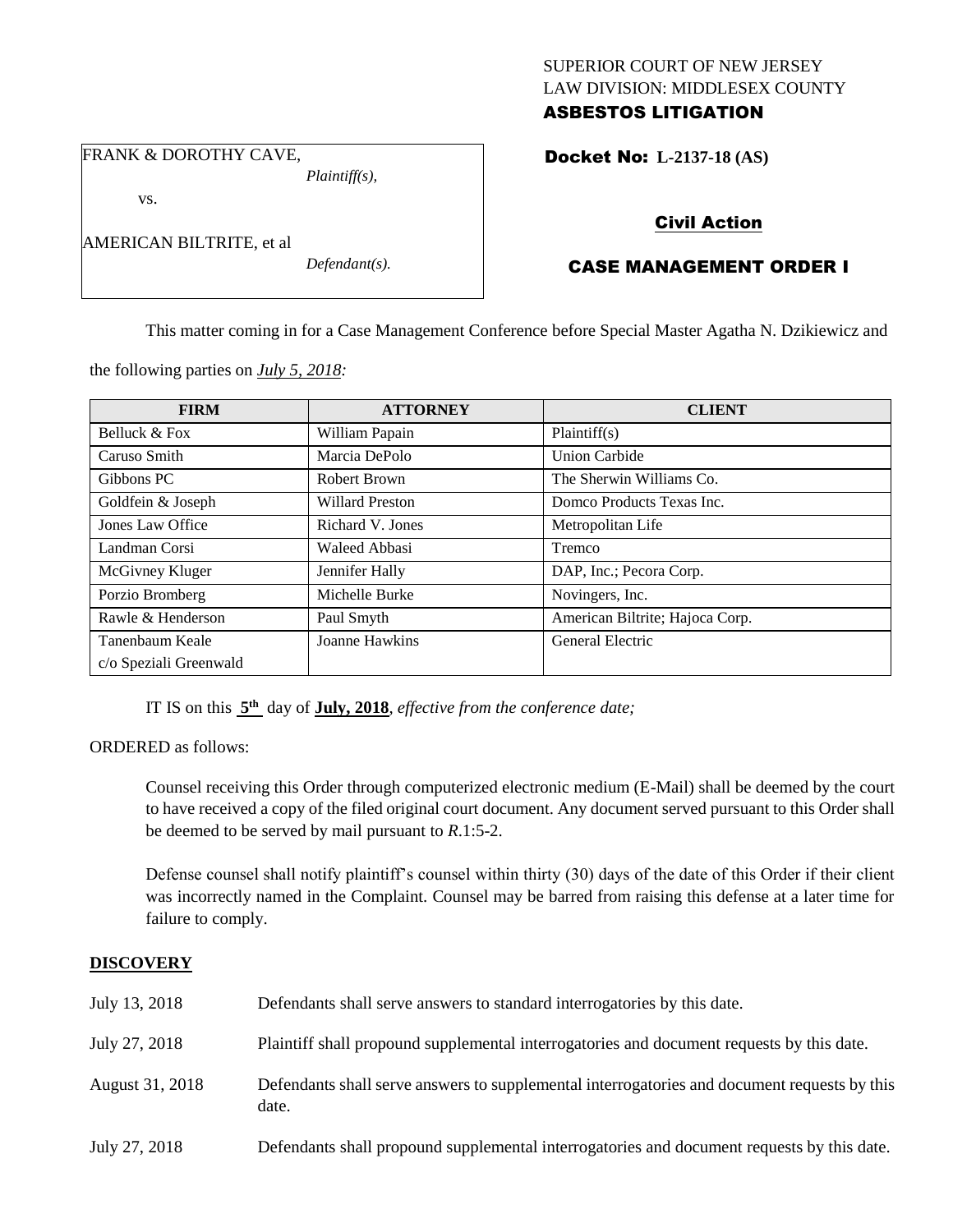SUPERIOR COURT OF NEW JERSEY
LAW DIVISION: MIDDLESEX COUNTY
**ASBESTOS LITIGATION**

FRANK & DOROTHY CAVE,
*Plaintiff(s),*

vs.

AMERICAN BILTRITE, et al
*Defendant(s).*

**Docket No: L-2137-18 (AS)**

## Civil Action

## CASE MANAGEMENT ORDER I

This matter coming in for a Case Management Conference before Special Master Agatha N. Dzikiewicz and the following parties on *July 5, 2018:*

| FIRM | ATTORNEY | CLIENT |
|---|---|---|
| Belluck & Fox | William Papain | Plaintiff(s) |
| Caruso Smith | Marcia DePolo | Union Carbide |
| Gibbons PC | Robert Brown | The Sherwin Williams Co. |
| Goldfein & Joseph | Willard Preston | Domco Products Texas Inc. |
| Jones Law Office | Richard V. Jones | Metropolitan Life |
| Landman Corsi | Waleed Abbasi | Tremco |
| McGivney Kluger | Jennifer Hally | DAP, Inc.; Pecora Corp. |
| Porzio Bromberg | Michelle Burke | Novingers, Inc. |
| Rawle & Henderson | Paul Smyth | American Biltrite; Hajoca Corp. |
| Tanenbaum Keale c/o Speziali Greenwald | Joanne Hawkins | General Electric |

IT IS on this **5th** day of **July, 2018**, *effective from the conference date;*

ORDERED as follows:

Counsel receiving this Order through computerized electronic medium (E-Mail) shall be deemed by the court to have received a copy of the filed original court document. Any document served pursuant to this Order shall be deemed to be served by mail pursuant to *R*.1:5-2.

Defense counsel shall notify plaintiff's counsel within thirty (30) days of the date of this Order if their client was incorrectly named in the Complaint. Counsel may be barred from raising this defense at a later time for failure to comply.

## DISCOVERY

| | |
|---|---|
| July 13, 2018 | Defendants shall serve answers to standard interrogatories by this date. |
| July 27, 2018 | Plaintiff shall propound supplemental interrogatories and document requests by this date. |
| August 31, 2018 | Defendants shall serve answers to supplemental interrogatories and document requests by this date. |
| July 27, 2018 | Defendants shall propound supplemental interrogatories and document requests by this date. |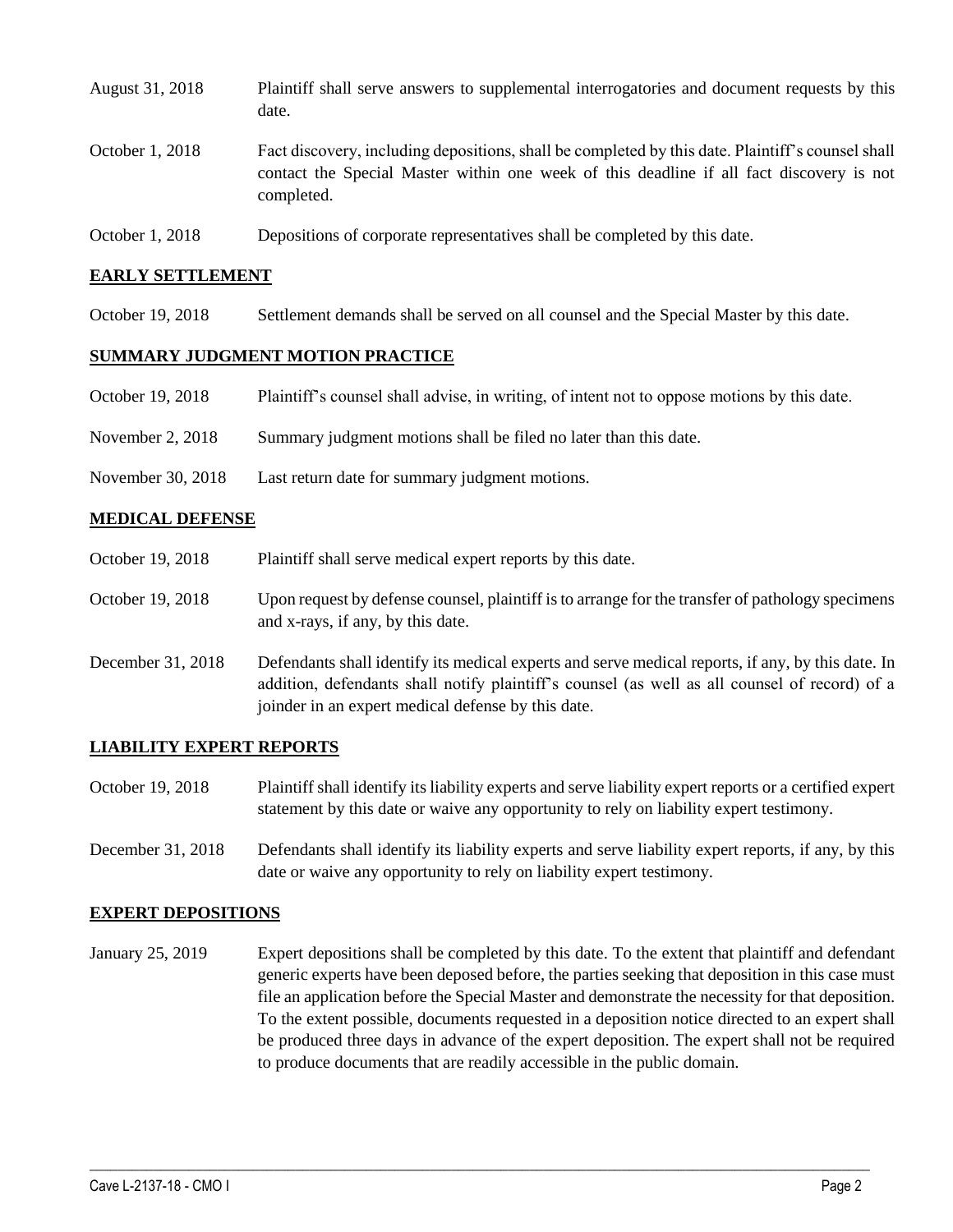| | |
|---|---|
| August 31, 2018 | Plaintiff shall serve answers to supplemental interrogatories and document requests by this date. |
| October 1, 2018 | Fact discovery, including depositions, shall be completed by this date. Plaintiff's counsel shall contact the Special Master within one week of this deadline if all fact discovery is not completed. |
| October 1, 2018 | Depositions of corporate representatives shall be completed by this date. |

## EARLY SETTLEMENT

| | |
|---|---|
| October 19, 2018 | Settlement demands shall be served on all counsel and the Special Master by this date. |

## SUMMARY JUDGMENT MOTION PRACTICE

| | |
|---|---|
| October 19, 2018 | Plaintiff's counsel shall advise, in writing, of intent not to oppose motions by this date. |
| November 2, 2018 | Summary judgment motions shall be filed no later than this date. |
| November 30, 2018 | Last return date for summary judgment motions. |

## MEDICAL DEFENSE

| | |
|---|---|
| October 19, 2018 | Plaintiff shall serve medical expert reports by this date. |
| October 19, 2018 | Upon request by defense counsel, plaintiff is to arrange for the transfer of pathology specimens and x-rays, if any, by this date. |
| December 31, 2018 | Defendants shall identify its medical experts and serve medical reports, if any, by this date. In addition, defendants shall notify plaintiff's counsel (as well as all counsel of record) of a joinder in an expert medical defense by this date. |

## LIABILITY EXPERT REPORTS

| | |
|---|---|
| October 19, 2018 | Plaintiff shall identify its liability experts and serve liability expert reports or a certified expert statement by this date or waive any opportunity to rely on liability expert testimony. |
| December 31, 2018 | Defendants shall identify its liability experts and serve liability expert reports, if any, by this date or waive any opportunity to rely on liability expert testimony. |

## EXPERT DEPOSITIONS

| | |
|---|---|
| January 25, 2019 | Expert depositions shall be completed by this date. To the extent that plaintiff and defendant generic experts have been deposed before, the parties seeking that deposition in this case must file an application before the Special Master and demonstrate the necessity for that deposition. To the extent possible, documents requested in a deposition notice directed to an expert shall be produced three days in advance of the expert deposition. The expert shall not be required to produce documents that are readily accessible in the public domain. |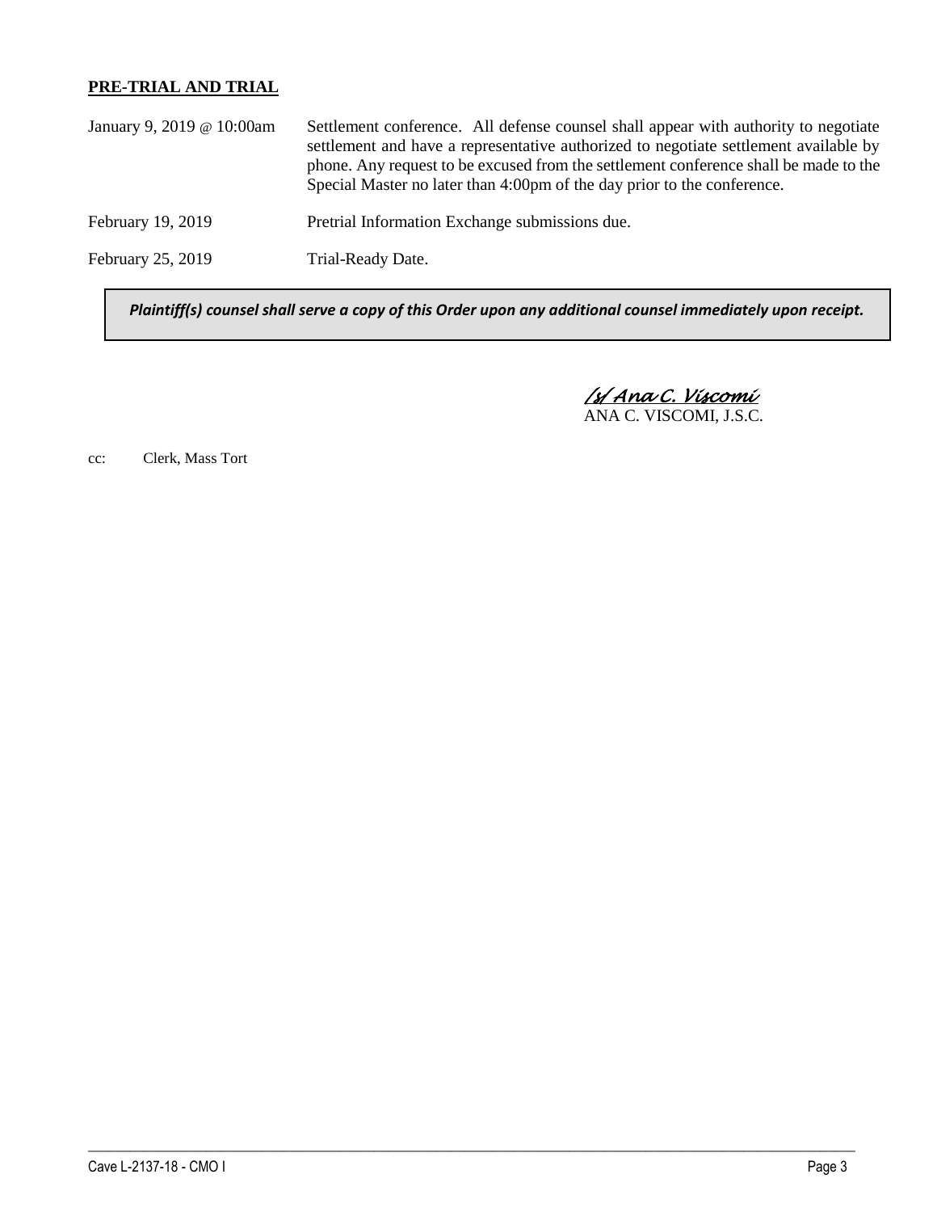**PRE-TRIAL AND TRIAL**

| | |
|---|---|
| January 9, 2019 @ 10:00am | Settlement conference. All defense counsel shall appear with authority to negotiate settlement and have a representative authorized to negotiate settlement available by phone. Any request to be excused from the settlement conference shall be made to the Special Master no later than 4:00pm of the day prior to the conference. |
| February 19, 2019 | Pretrial Information Exchange submissions due. |
| February 25, 2019 | Trial-Ready Date. |

***Plaintiff(s) counsel shall serve a copy of this Order upon any additional counsel immediately upon receipt.***

/s/ Ana C. Viscomi
ANA C. VISCOMI, J.S.C.

cc: Clerk, Mass Tort